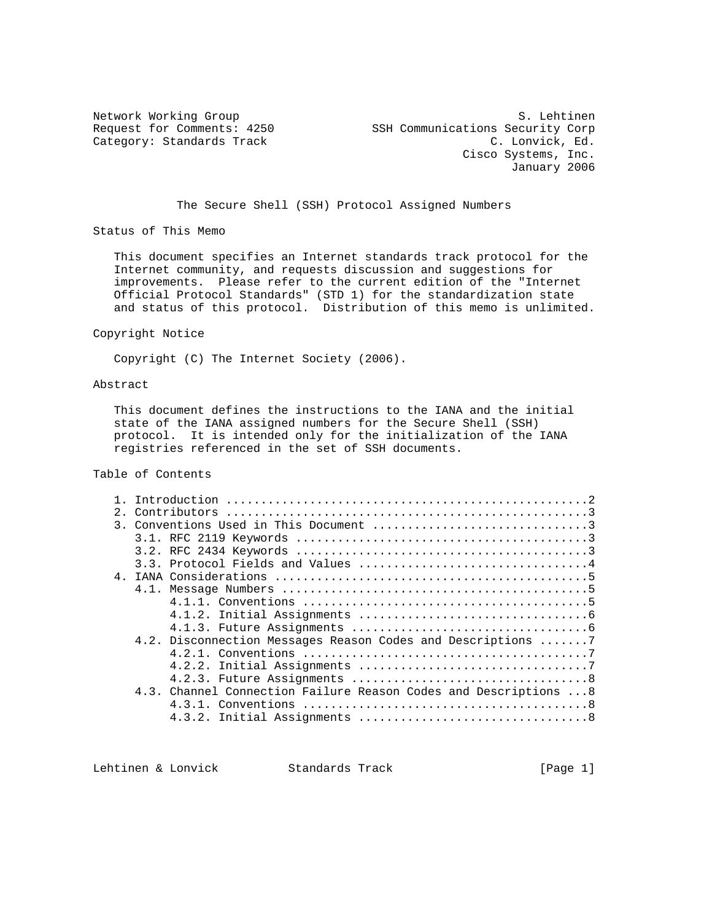Network Working Group S. Lehtinen
Request for Comments: 4250 SSH Communications Security Corp
Category: Standards Track C. Lonvick, Ed.
Cisco Systems, Inc.
January 2006

# The Secure Shell (SSH) Protocol Assigned Numbers

## Status of This Memo

This document specifies an Internet standards track protocol for the Internet community, and requests discussion and suggestions for improvements. Please refer to the current edition of the "Internet Official Protocol Standards" (STD 1) for the standardization state and status of this protocol. Distribution of this memo is unlimited.

## Copyright Notice

Copyright (C) The Internet Society (2006).

## Abstract

This document defines the instructions to the IANA and the initial state of the IANA assigned numbers for the Secure Shell (SSH) protocol. It is intended only for the initialization of the IANA registries referenced in the set of SSH documents.

## Table of Contents

```
   1. Introduction ....................................................2
   2. Contributors ....................................................3
   3. Conventions Used in This Document ...............................3
      3.1. RFC 2119 Keywords ..........................................3
      3.2. RFC 2434 Keywords ..........................................3
      3.3. Protocol Fields and Values .................................4
   4. IANA Considerations .............................................5
      4.1. Message Numbers ............................................5
           4.1.1. Conventions .........................................5
           4.1.2. Initial Assignments .................................6
           4.1.3. Future Assignments ..................................6
      4.2. Disconnection Messages Reason Codes and Descriptions .......7
           4.2.1. Conventions .........................................7
           4.2.2. Initial Assignments .................................7
           4.2.3. Future Assignments ..................................8
      4.3. Channel Connection Failure Reason Codes and Descriptions ...8
           4.3.1. Conventions .........................................8
           4.3.2. Initial Assignments .................................8
```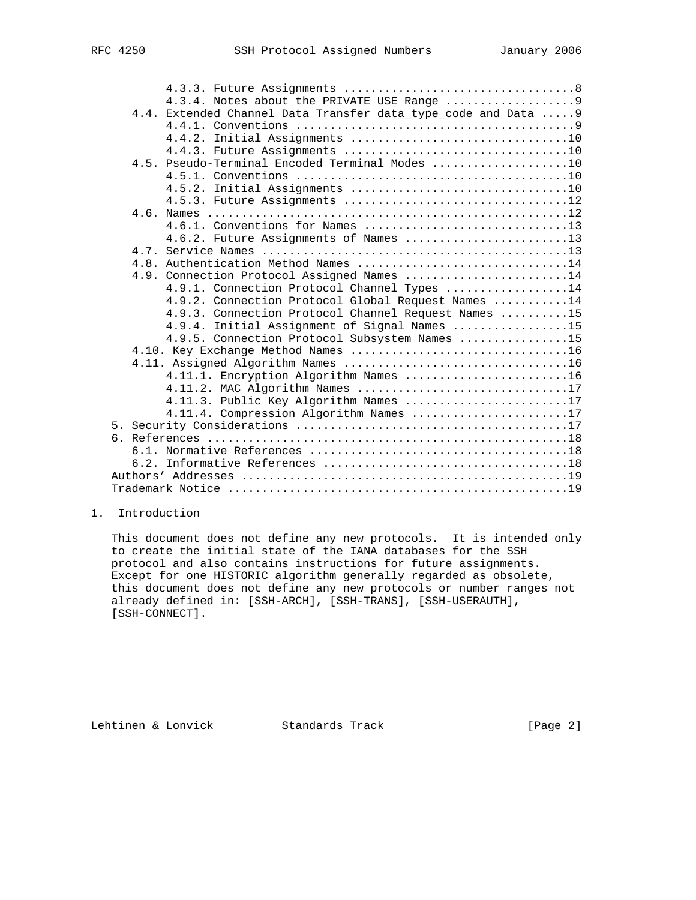4.3.3. Future Assignments .................................8
      4.3.4. Notes about the PRIVATE USE Range ..................9
   4.4. Extended Channel Data Transfer data_type_code and Data .....9
      4.4.1. Conventions ........................................9
      4.4.2. Initial Assignments ...............................10
      4.4.3. Future Assignments ................................10
   4.5. Pseudo-Terminal Encoded Terminal Modes ....................10
      4.5.1. Conventions .......................................10
      4.5.2. Initial Assignments ...............................10
      4.5.3. Future Assignments ................................12
   4.6. Names .....................................................12
      4.6.1. Conventions for Names .............................13
      4.6.2. Future Assignments of Names .......................13
   4.7. Service Names .............................................13
   4.8. Authentication Method Names ...............................14
   4.9. Connection Protocol Assigned Names ........................14
      4.9.1. Connection Protocol Channel Types .................14
      4.9.2. Connection Protocol Global Request Names ..........14
      4.9.3. Connection Protocol Channel Request Names .........15
      4.9.4. Initial Assignment of Signal Names ................15
      4.9.5. Connection Protocol Subsystem Names ...............15
   4.10. Key Exchange Method Names ................................16
   4.11. Assigned Algorithm Names .................................16
      4.11.1. Encryption Algorithm Names .......................16
      4.11.2. MAC Algorithm Names ..............................17
      4.11.3. Public Key Algorithm Names .......................17
      4.11.4. Compression Algorithm Names ......................17
5. Security Considerations ........................................17
6. References .....................................................18
   6.1. Normative References ......................................18
   6.2. Informative References ....................................18
Authors' Addresses ................................................19
Trademark Notice ..................................................19

# 1. Introduction

This document does not define any new protocols. It is intended only to create the initial state of the IANA databases for the SSH protocol and also contains instructions for future assignments. Except for one HISTORIC algorithm generally regarded as obsolete, this document does not define any new protocols or number ranges not already defined in: [SSH-ARCH], [SSH-TRANS], [SSH-USERAUTH], [SSH-CONNECT].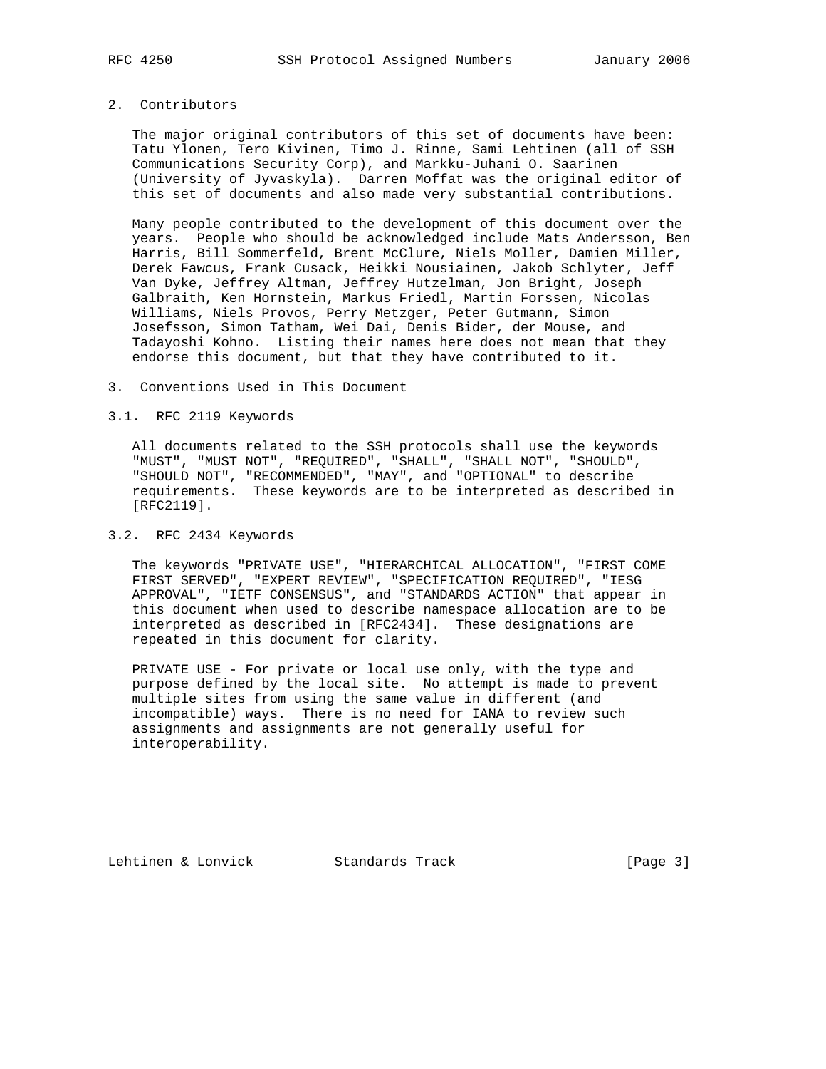## 2. Contributors

The major original contributors of this set of documents have been: Tatu Ylonen, Tero Kivinen, Timo J. Rinne, Sami Lehtinen (all of SSH Communications Security Corp), and Markku-Juhani O. Saarinen (University of Jyvaskyla). Darren Moffat was the original editor of this set of documents and also made very substantial contributions.

Many people contributed to the development of this document over the years. People who should be acknowledged include Mats Andersson, Ben Harris, Bill Sommerfeld, Brent McClure, Niels Moller, Damien Miller, Derek Fawcus, Frank Cusack, Heikki Nousiainen, Jakob Schlyter, Jeff Van Dyke, Jeffrey Altman, Jeffrey Hutzelman, Jon Bright, Joseph Galbraith, Ken Hornstein, Markus Friedl, Martin Forssen, Nicolas Williams, Niels Provos, Perry Metzger, Peter Gutmann, Simon Josefsson, Simon Tatham, Wei Dai, Denis Bider, der Mouse, and Tadayoshi Kohno. Listing their names here does not mean that they endorse this document, but that they have contributed to it.

## 3. Conventions Used in This Document

### 3.1. RFC 2119 Keywords

All documents related to the SSH protocols shall use the keywords "MUST", "MUST NOT", "REQUIRED", "SHALL", "SHALL NOT", "SHOULD", "SHOULD NOT", "RECOMMENDED", "MAY", and "OPTIONAL" to describe requirements. These keywords are to be interpreted as described in [RFC2119].

### 3.2. RFC 2434 Keywords

The keywords "PRIVATE USE", "HIERARCHICAL ALLOCATION", "FIRST COME FIRST SERVED", "EXPERT REVIEW", "SPECIFICATION REQUIRED", "IESG APPROVAL", "IETF CONSENSUS", and "STANDARDS ACTION" that appear in this document when used to describe namespace allocation are to be interpreted as described in [RFC2434]. These designations are repeated in this document for clarity.

PRIVATE USE - For private or local use only, with the type and purpose defined by the local site. No attempt is made to prevent multiple sites from using the same value in different (and incompatible) ways. There is no need for IANA to review such assignments and assignments are not generally useful for interoperability.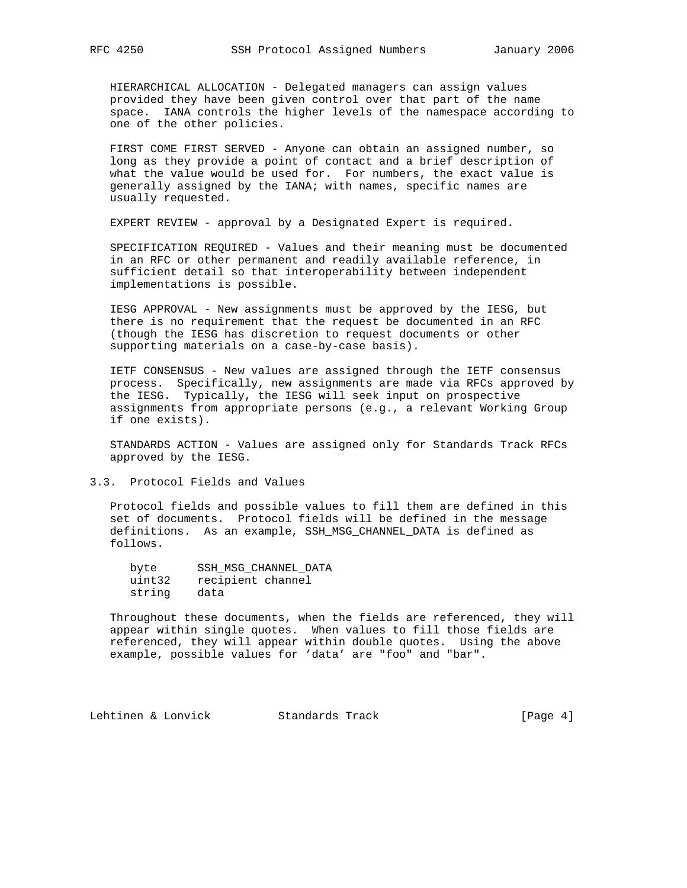HIERARCHICAL ALLOCATION - Delegated managers can assign values provided they have been given control over that part of the name space. IANA controls the higher levels of the namespace according to one of the other policies.

FIRST COME FIRST SERVED - Anyone can obtain an assigned number, so long as they provide a point of contact and a brief description of what the value would be used for. For numbers, the exact value is generally assigned by the IANA; with names, specific names are usually requested.

EXPERT REVIEW - approval by a Designated Expert is required.

SPECIFICATION REQUIRED - Values and their meaning must be documented in an RFC or other permanent and readily available reference, in sufficient detail so that interoperability between independent implementations is possible.

IESG APPROVAL - New assignments must be approved by the IESG, but there is no requirement that the request be documented in an RFC (though the IESG has discretion to request documents or other supporting materials on a case-by-case basis).

IETF CONSENSUS - New values are assigned through the IETF consensus process. Specifically, new assignments are made via RFCs approved by the IESG. Typically, the IESG will seek input on prospective assignments from appropriate persons (e.g., a relevant Working Group if one exists).

STANDARDS ACTION - Values are assigned only for Standards Track RFCs approved by the IESG.

### 3.3. Protocol Fields and Values

Protocol fields and possible values to fill them are defined in this set of documents. Protocol fields will be defined in the message definitions. As an example, SSH_MSG_CHANNEL_DATA is defined as follows.

```
byte      SSH_MSG_CHANNEL_DATA
uint32    recipient channel
string    data
```

Throughout these documents, when the fields are referenced, they will appear within single quotes. When values to fill those fields are referenced, they will appear within double quotes. Using the above example, possible values for 'data' are "foo" and "bar".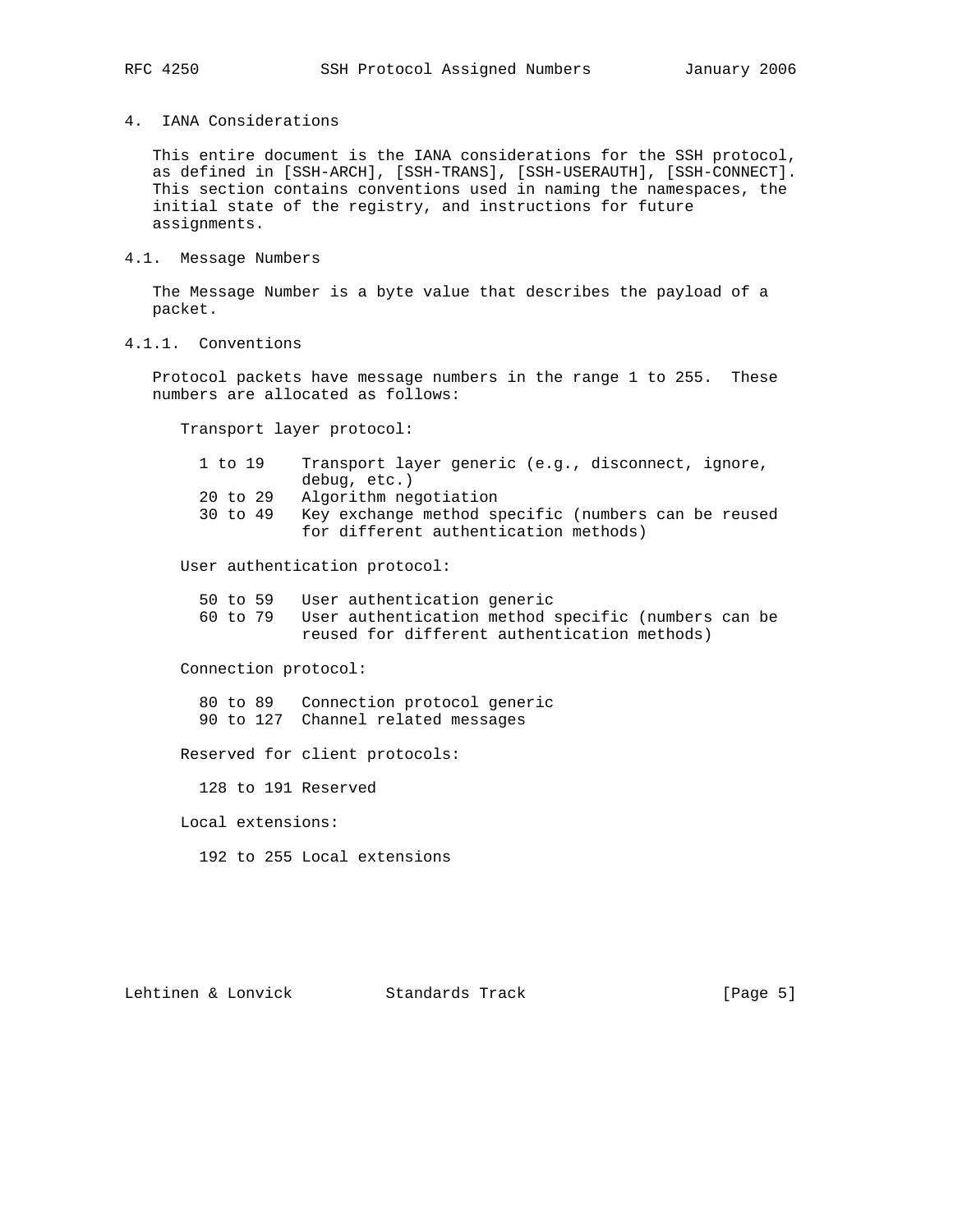## 4. IANA Considerations

This entire document is the IANA considerations for the SSH protocol, as defined in [SSH-ARCH], [SSH-TRANS], [SSH-USERAUTH], [SSH-CONNECT]. This section contains conventions used in naming the namespaces, the initial state of the registry, and instructions for future assignments.

### 4.1. Message Numbers

The Message Number is a byte value that describes the payload of a packet.

#### 4.1.1. Conventions

Protocol packets have message numbers in the range 1 to 255. These numbers are allocated as follows:

Transport layer protocol:

| | |
|---|---|
| 1 to 19 | Transport layer generic (e.g., disconnect, ignore, debug, etc.) |
| 20 to 29 | Algorithm negotiation |
| 30 to 49 | Key exchange method specific (numbers can be reused for different authentication methods) |

User authentication protocol:

| | |
|---|---|
| 50 to 59 | User authentication generic |
| 60 to 79 | User authentication method specific (numbers can be reused for different authentication methods) |

Connection protocol:

| | |
|---|---|
| 80 to 89 | Connection protocol generic |
| 90 to 127 | Channel related messages |

Reserved for client protocols:

| | |
|---|---|
| 128 to 191 | Reserved |

Local extensions:

| | |
|---|---|
| 192 to 255 | Local extensions |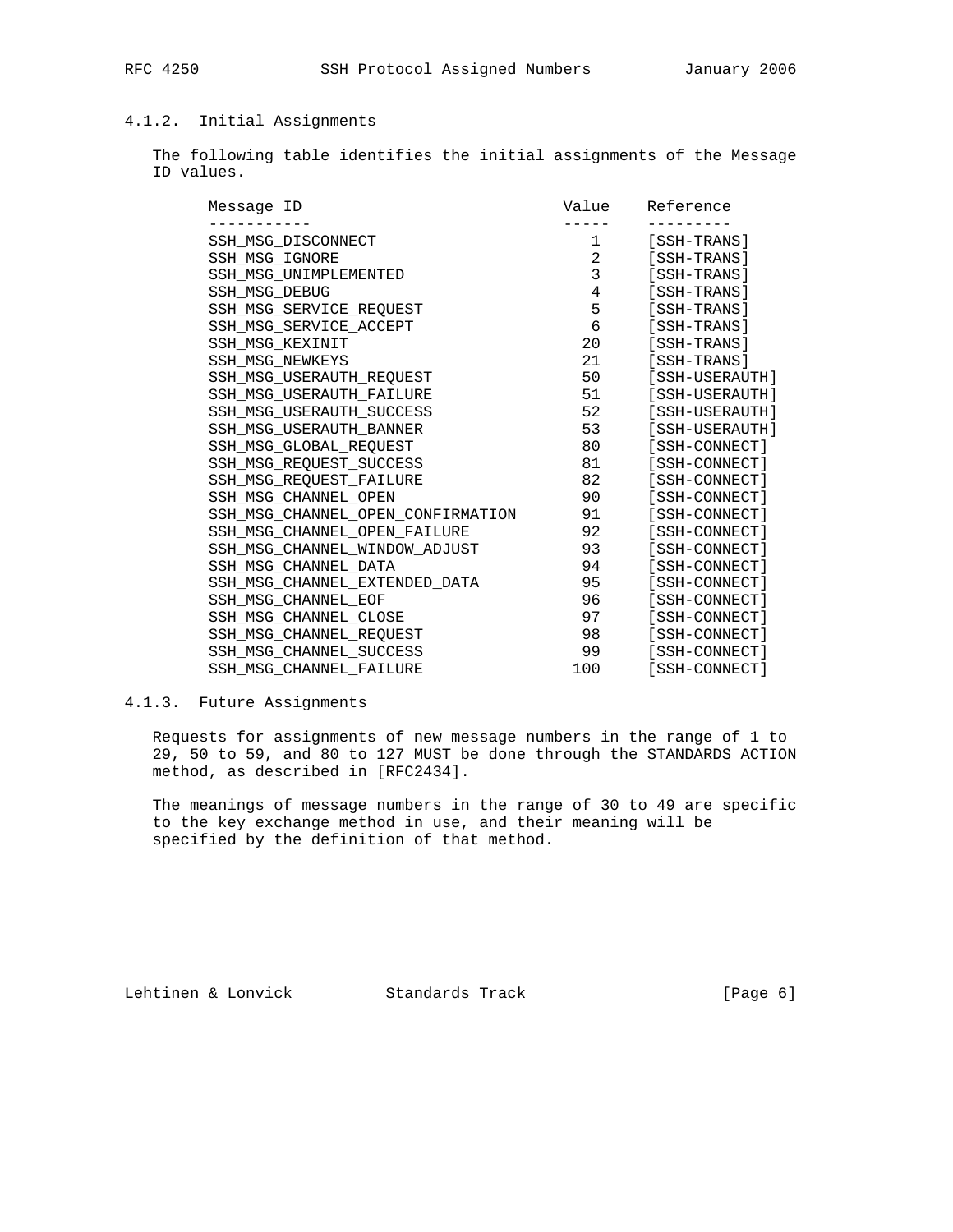### 4.1.2. Initial Assignments

The following table identifies the initial assignments of the Message ID values.

| Message ID | Value | Reference |
|---|---|---|
| SSH_MSG_DISCONNECT | 1 | [SSH-TRANS] |
| SSH_MSG_IGNORE | 2 | [SSH-TRANS] |
| SSH_MSG_UNIMPLEMENTED | 3 | [SSH-TRANS] |
| SSH_MSG_DEBUG | 4 | [SSH-TRANS] |
| SSH_MSG_SERVICE_REQUEST | 5 | [SSH-TRANS] |
| SSH_MSG_SERVICE_ACCEPT | 6 | [SSH-TRANS] |
| SSH_MSG_KEXINIT | 20 | [SSH-TRANS] |
| SSH_MSG_NEWKEYS | 21 | [SSH-TRANS] |
| SSH_MSG_USERAUTH_REQUEST | 50 | [SSH-USERAUTH] |
| SSH_MSG_USERAUTH_FAILURE | 51 | [SSH-USERAUTH] |
| SSH_MSG_USERAUTH_SUCCESS | 52 | [SSH-USERAUTH] |
| SSH_MSG_USERAUTH_BANNER | 53 | [SSH-USERAUTH] |
| SSH_MSG_GLOBAL_REQUEST | 80 | [SSH-CONNECT] |
| SSH_MSG_REQUEST_SUCCESS | 81 | [SSH-CONNECT] |
| SSH_MSG_REQUEST_FAILURE | 82 | [SSH-CONNECT] |
| SSH_MSG_CHANNEL_OPEN | 90 | [SSH-CONNECT] |
| SSH_MSG_CHANNEL_OPEN_CONFIRMATION | 91 | [SSH-CONNECT] |
| SSH_MSG_CHANNEL_OPEN_FAILURE | 92 | [SSH-CONNECT] |
| SSH_MSG_CHANNEL_WINDOW_ADJUST | 93 | [SSH-CONNECT] |
| SSH_MSG_CHANNEL_DATA | 94 | [SSH-CONNECT] |
| SSH_MSG_CHANNEL_EXTENDED_DATA | 95 | [SSH-CONNECT] |
| SSH_MSG_CHANNEL_EOF | 96 | [SSH-CONNECT] |
| SSH_MSG_CHANNEL_CLOSE | 97 | [SSH-CONNECT] |
| SSH_MSG_CHANNEL_REQUEST | 98 | [SSH-CONNECT] |
| SSH_MSG_CHANNEL_SUCCESS | 99 | [SSH-CONNECT] |
| SSH_MSG_CHANNEL_FAILURE | 100 | [SSH-CONNECT] |

### 4.1.3. Future Assignments

Requests for assignments of new message numbers in the range of 1 to 29, 50 to 59, and 80 to 127 MUST be done through the STANDARDS ACTION method, as described in [RFC2434].

The meanings of message numbers in the range of 30 to 49 are specific to the key exchange method in use, and their meaning will be specified by the definition of that method.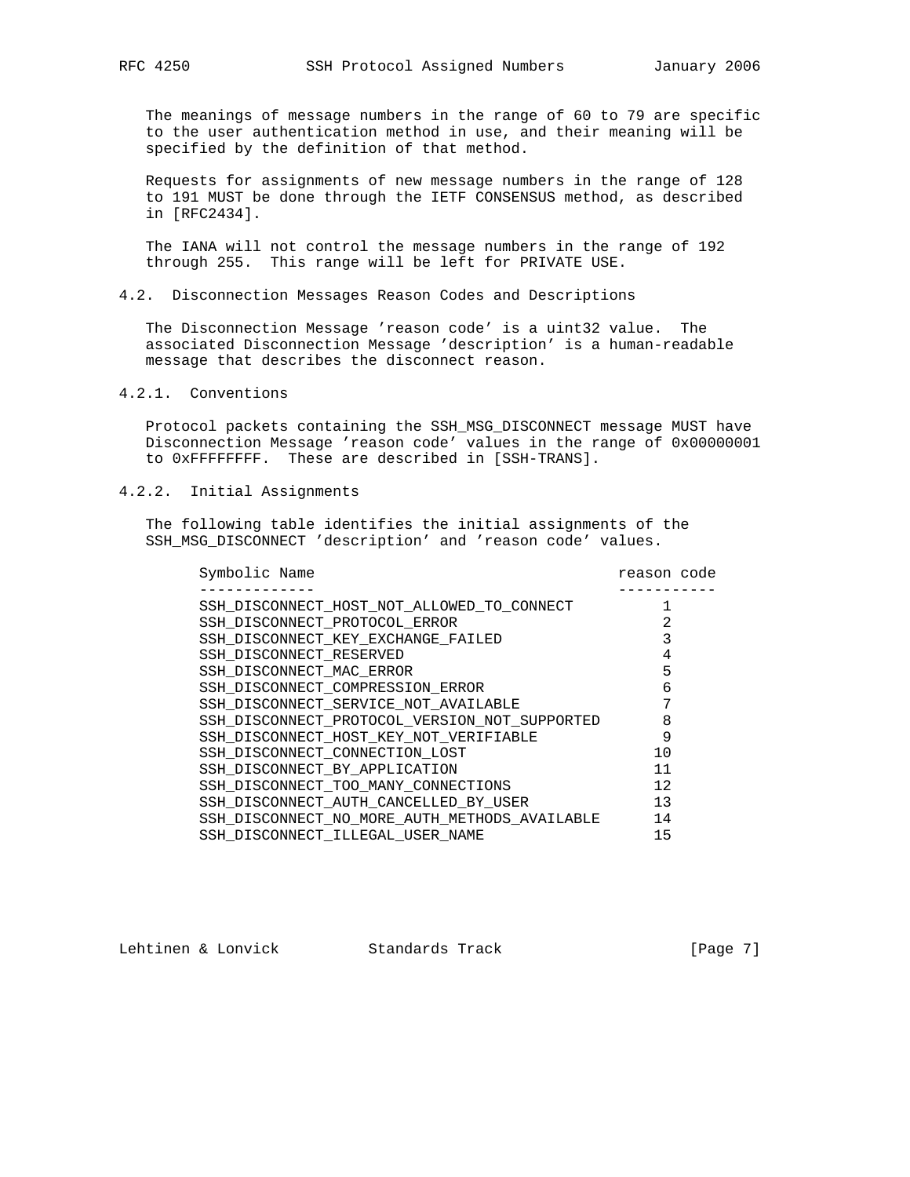The meanings of message numbers in the range of 60 to 79 are specific to the user authentication method in use, and their meaning will be specified by the definition of that method.

Requests for assignments of new message numbers in the range of 128 to 191 MUST be done through the IETF CONSENSUS method, as described in [RFC2434].

The IANA will not control the message numbers in the range of 192 through 255. This range will be left for PRIVATE USE.

### 4.2. Disconnection Messages Reason Codes and Descriptions

The Disconnection Message 'reason code' is a uint32 value. The associated Disconnection Message 'description' is a human-readable message that describes the disconnect reason.

#### 4.2.1. Conventions

Protocol packets containing the SSH_MSG_DISCONNECT message MUST have Disconnection Message 'reason code' values in the range of 0x00000001 to 0xFFFFFFFF. These are described in [SSH-TRANS].

#### 4.2.2. Initial Assignments

The following table identifies the initial assignments of the SSH_MSG_DISCONNECT 'description' and 'reason code' values.

| Symbolic Name | reason code |
|---|---|
| SSH_DISCONNECT_HOST_NOT_ALLOWED_TO_CONNECT | 1 |
| SSH_DISCONNECT_PROTOCOL_ERROR | 2 |
| SSH_DISCONNECT_KEY_EXCHANGE_FAILED | 3 |
| SSH_DISCONNECT_RESERVED | 4 |
| SSH_DISCONNECT_MAC_ERROR | 5 |
| SSH_DISCONNECT_COMPRESSION_ERROR | 6 |
| SSH_DISCONNECT_SERVICE_NOT_AVAILABLE | 7 |
| SSH_DISCONNECT_PROTOCOL_VERSION_NOT_SUPPORTED | 8 |
| SSH_DISCONNECT_HOST_KEY_NOT_VERIFIABLE | 9 |
| SSH_DISCONNECT_CONNECTION_LOST | 10 |
| SSH_DISCONNECT_BY_APPLICATION | 11 |
| SSH_DISCONNECT_TOO_MANY_CONNECTIONS | 12 |
| SSH_DISCONNECT_AUTH_CANCELLED_BY_USER | 13 |
| SSH_DISCONNECT_NO_MORE_AUTH_METHODS_AVAILABLE | 14 |
| SSH_DISCONNECT_ILLEGAL_USER_NAME | 15 |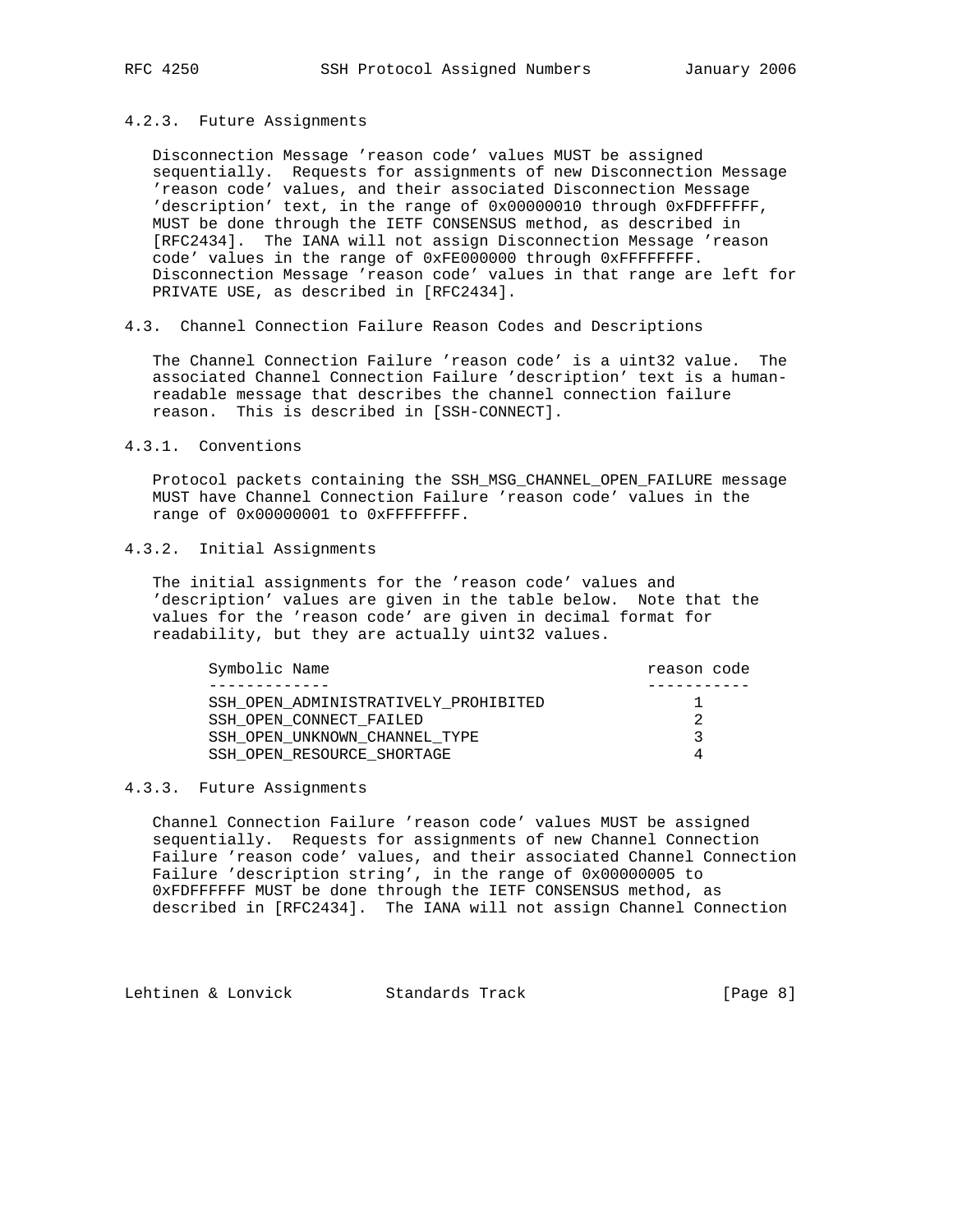#### 4.2.3. Future Assignments

Disconnection Message 'reason code' values MUST be assigned sequentially. Requests for assignments of new Disconnection Message 'reason code' values, and their associated Disconnection Message 'description' text, in the range of 0x00000010 through 0xFDFFFFFF, MUST be done through the IETF CONSENSUS method, as described in [RFC2434]. The IANA will not assign Disconnection Message 'reason code' values in the range of 0xFE000000 through 0xFFFFFFFF. Disconnection Message 'reason code' values in that range are left for PRIVATE USE, as described in [RFC2434].

### 4.3. Channel Connection Failure Reason Codes and Descriptions

The Channel Connection Failure 'reason code' is a uint32 value. The associated Channel Connection Failure 'description' text is a human-readable message that describes the channel connection failure reason. This is described in [SSH-CONNECT].

#### 4.3.1. Conventions

Protocol packets containing the SSH_MSG_CHANNEL_OPEN_FAILURE message MUST have Channel Connection Failure 'reason code' values in the range of 0x00000001 to 0xFFFFFFFF.

#### 4.3.2. Initial Assignments

The initial assignments for the 'reason code' values and 'description' values are given in the table below. Note that the values for the 'reason code' are given in decimal format for readability, but they are actually uint32 values.

| Symbolic Name | reason code |
|---|---|
| SSH_OPEN_ADMINISTRATIVELY_PROHIBITED | 1 |
| SSH_OPEN_CONNECT_FAILED | 2 |
| SSH_OPEN_UNKNOWN_CHANNEL_TYPE | 3 |
| SSH_OPEN_RESOURCE_SHORTAGE | 4 |

#### 4.3.3. Future Assignments

Channel Connection Failure 'reason code' values MUST be assigned sequentially. Requests for assignments of new Channel Connection Failure 'reason code' values, and their associated Channel Connection Failure 'description string', in the range of 0x00000005 to 0xFDFFFFFF MUST be done through the IETF CONSENSUS method, as described in [RFC2434]. The IANA will not assign Channel Connection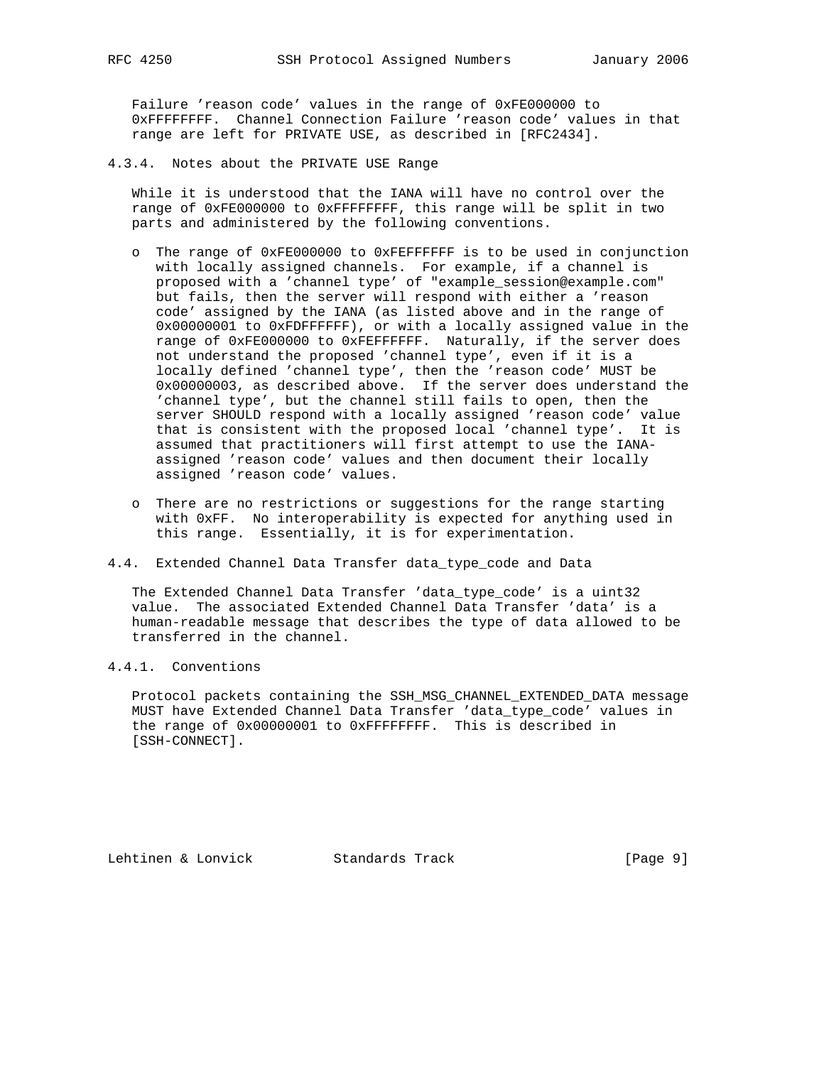Failure 'reason code' values in the range of 0xFE000000 to 0xFFFFFFFF. Channel Connection Failure 'reason code' values in that range are left for PRIVATE USE, as described in [RFC2434].

#### 4.3.4. Notes about the PRIVATE USE Range

While it is understood that the IANA will have no control over the range of 0xFE000000 to 0xFFFFFFFF, this range will be split in two parts and administered by the following conventions.

- The range of 0xFE000000 to 0xFEFFFFFF is to be used in conjunction with locally assigned channels. For example, if a channel is proposed with a 'channel type' of "example_session@example.com" but fails, then the server will respond with either a 'reason code' assigned by the IANA (as listed above and in the range of 0x00000001 to 0xFDFFFFFF), or with a locally assigned value in the range of 0xFE000000 to 0xFEFFFFFF. Naturally, if the server does not understand the proposed 'channel type', even if it is a locally defined 'channel type', then the 'reason code' MUST be 0x00000003, as described above. If the server does understand the 'channel type', but the channel still fails to open, then the server SHOULD respond with a locally assigned 'reason code' value that is consistent with the proposed local 'channel type'. It is assumed that practitioners will first attempt to use the IANA-assigned 'reason code' values and then document their locally assigned 'reason code' values.

- There are no restrictions or suggestions for the range starting with 0xFF. No interoperability is expected for anything used in this range. Essentially, it is for experimentation.

### 4.4. Extended Channel Data Transfer data_type_code and Data

The Extended Channel Data Transfer 'data_type_code' is a uint32 value. The associated Extended Channel Data Transfer 'data' is a human-readable message that describes the type of data allowed to be transferred in the channel.

#### 4.4.1. Conventions

Protocol packets containing the SSH_MSG_CHANNEL_EXTENDED_DATA message MUST have Extended Channel Data Transfer 'data_type_code' values in the range of 0x00000001 to 0xFFFFFFFF. This is described in [SSH-CONNECT].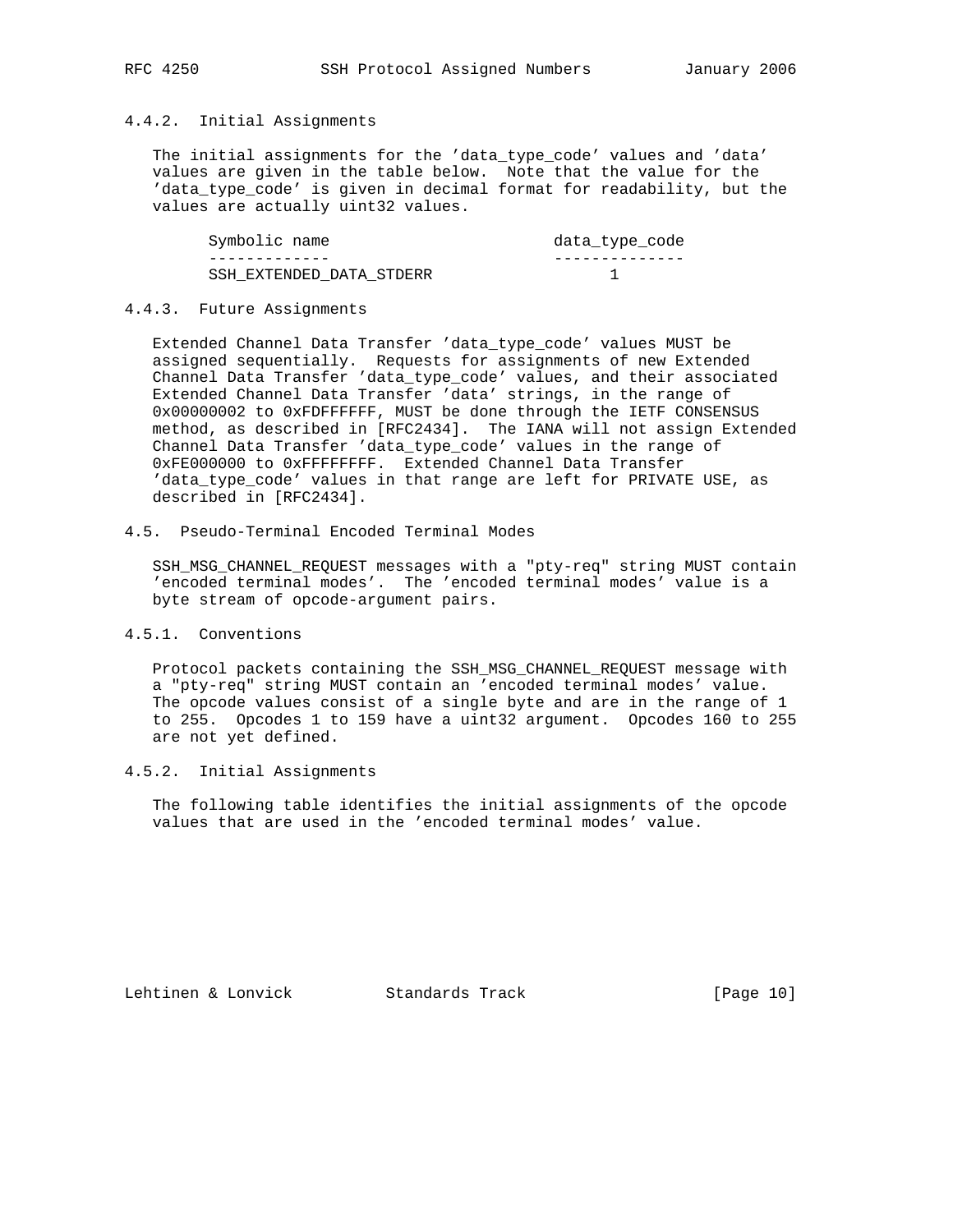### 4.4.2. Initial Assignments

The initial assignments for the 'data_type_code' values and 'data' values are given in the table below. Note that the value for the 'data_type_code' is given in decimal format for readability, but the values are actually uint32 values.

| Symbolic name | data_type_code |
| --- | --- |
| SSH_EXTENDED_DATA_STDERR | 1 |

### 4.4.3. Future Assignments

Extended Channel Data Transfer 'data_type_code' values MUST be assigned sequentially. Requests for assignments of new Extended Channel Data Transfer 'data_type_code' values, and their associated Extended Channel Data Transfer 'data' strings, in the range of 0x00000002 to 0xFDFFFFFF, MUST be done through the IETF CONSENSUS method, as described in [RFC2434]. The IANA will not assign Extended Channel Data Transfer 'data_type_code' values in the range of 0xFE000000 to 0xFFFFFFFF. Extended Channel Data Transfer 'data_type_code' values in that range are left for PRIVATE USE, as described in [RFC2434].

## 4.5. Pseudo-Terminal Encoded Terminal Modes

SSH_MSG_CHANNEL_REQUEST messages with a "pty-req" string MUST contain 'encoded terminal modes'. The 'encoded terminal modes' value is a byte stream of opcode-argument pairs.

### 4.5.1. Conventions

Protocol packets containing the SSH_MSG_CHANNEL_REQUEST message with a "pty-req" string MUST contain an 'encoded terminal modes' value. The opcode values consist of a single byte and are in the range of 1 to 255. Opcodes 1 to 159 have a uint32 argument. Opcodes 160 to 255 are not yet defined.

### 4.5.2. Initial Assignments

The following table identifies the initial assignments of the opcode values that are used in the 'encoded terminal modes' value.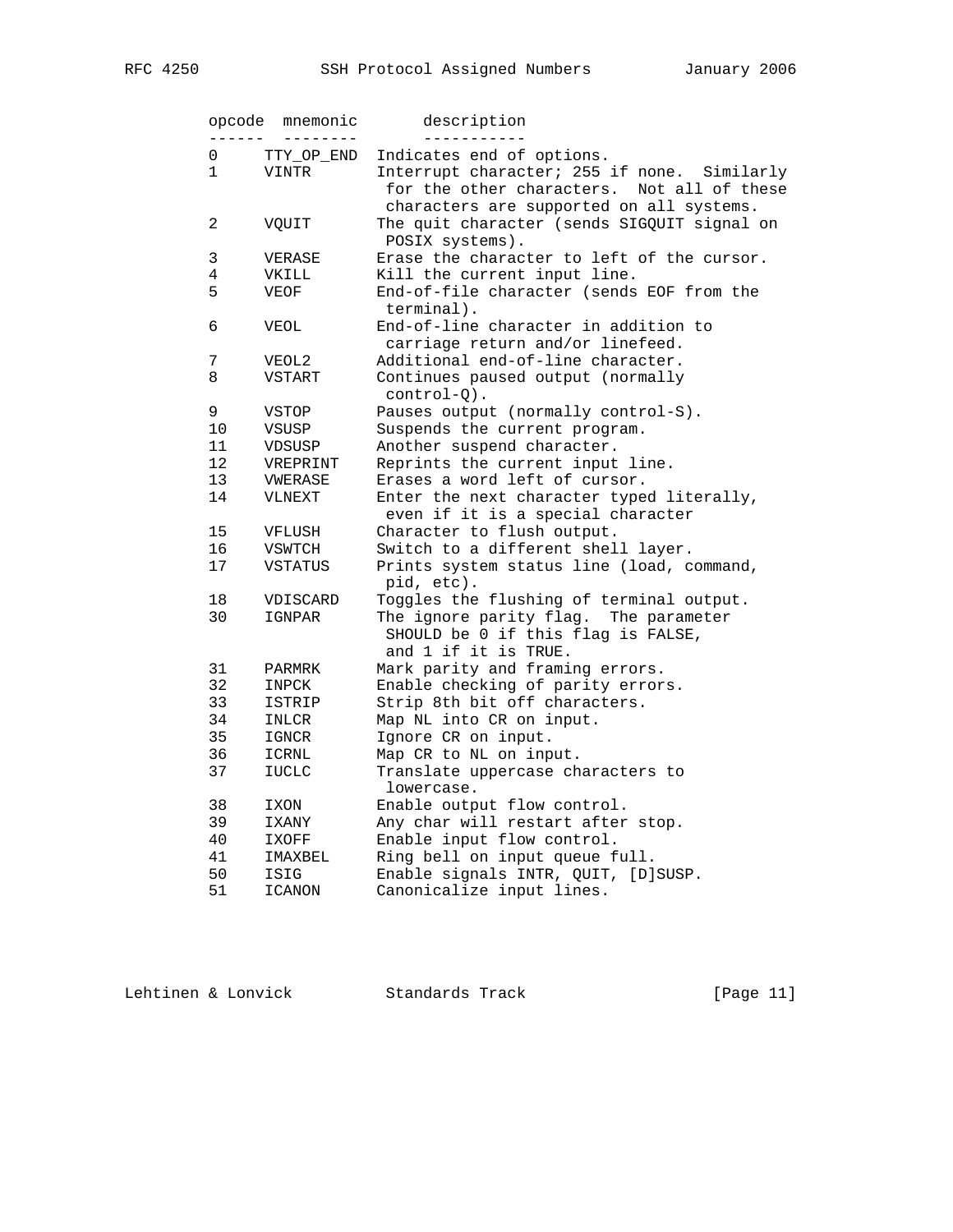| opcode | mnemonic | description |
| --- | --- | --- |
| 0 | TTY_OP_END | Indicates end of options. |
| 1 | VINTR | Interrupt character; 255 if none. Similarly for the other characters. Not all of these characters are supported on all systems. |
| 2 | VQUIT | The quit character (sends SIGQUIT signal on POSIX systems). |
| 3 | VERASE | Erase the character to left of the cursor. |
| 4 | VKILL | Kill the current input line. |
| 5 | VEOF | End-of-file character (sends EOF from the terminal). |
| 6 | VEOL | End-of-line character in addition to carriage return and/or linefeed. |
| 7 | VEOL2 | Additional end-of-line character. |
| 8 | VSTART | Continues paused output (normally control-Q). |
| 9 | VSTOP | Pauses output (normally control-S). |
| 10 | VSUSP | Suspends the current program. |
| 11 | VDSUSP | Another suspend character. |
| 12 | VREPRINT | Reprints the current input line. |
| 13 | VWERASE | Erases a word left of cursor. |
| 14 | VLNEXT | Enter the next character typed literally, even if it is a special character |
| 15 | VFLUSH | Character to flush output. |
| 16 | VSWTCH | Switch to a different shell layer. |
| 17 | VSTATUS | Prints system status line (load, command, pid, etc). |
| 18 | VDISCARD | Toggles the flushing of terminal output. |
| 30 | IGNPAR | The ignore parity flag. The parameter SHOULD be 0 if this flag is FALSE, and 1 if it is TRUE. |
| 31 | PARMRK | Mark parity and framing errors. |
| 32 | INPCK | Enable checking of parity errors. |
| 33 | ISTRIP | Strip 8th bit off characters. |
| 34 | INLCR | Map NL into CR on input. |
| 35 | IGNCR | Ignore CR on input. |
| 36 | ICRNL | Map CR to NL on input. |
| 37 | IUCLC | Translate uppercase characters to lowercase. |
| 38 | IXON | Enable output flow control. |
| 39 | IXANY | Any char will restart after stop. |
| 40 | IXOFF | Enable input flow control. |
| 41 | IMAXBEL | Ring bell on input queue full. |
| 50 | ISIG | Enable signals INTR, QUIT, [D]SUSP. |
| 51 | ICANON | Canonicalize input lines. |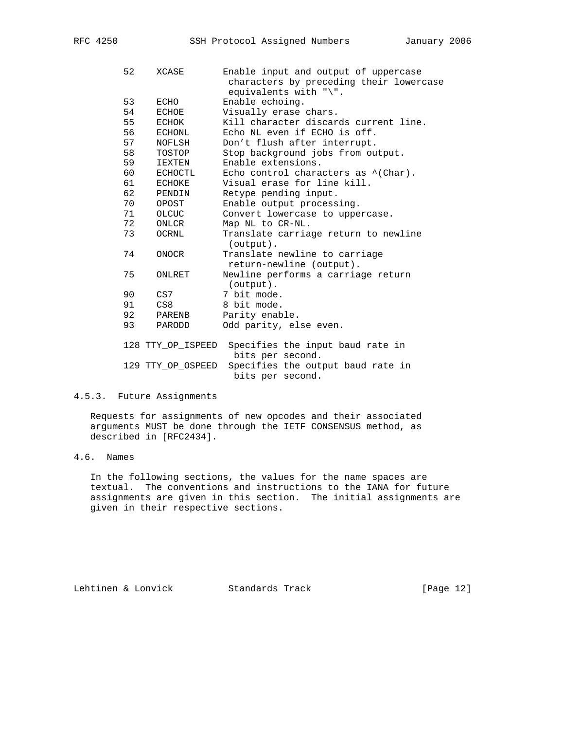| | | |
|---|---|---|
| 52 | XCASE | Enable input and output of uppercase characters by preceding their lowercase equivalents with "\". |
| 53 | ECHO | Enable echoing. |
| 54 | ECHOE | Visually erase chars. |
| 55 | ECHOK | Kill character discards current line. |
| 56 | ECHONL | Echo NL even if ECHO is off. |
| 57 | NOFLSH | Don't flush after interrupt. |
| 58 | TOSTOP | Stop background jobs from output. |
| 59 | IEXTEN | Enable extensions. |
| 60 | ECHOCTL | Echo control characters as ^(Char). |
| 61 | ECHOKE | Visual erase for line kill. |
| 62 | PENDIN | Retype pending input. |
| 70 | OPOST | Enable output processing. |
| 71 | OLCUC | Convert lowercase to uppercase. |
| 72 | ONLCR | Map NL to CR-NL. |
| 73 | OCRNL | Translate carriage return to newline (output). |
| 74 | ONOCR | Translate newline to carriage return-newline (output). |
| 75 | ONLRET | Newline performs a carriage return (output). |
| 90 | CS7 | 7 bit mode. |
| 91 | CS8 | 8 bit mode. |
| 92 | PARENB | Parity enable. |
| 93 | PARODD | Odd parity, else even. |
| 128 | TTY_OP_ISPEED | Specifies the input baud rate in bits per second. |
| 129 | TTY_OP_OSPEED | Specifies the output baud rate in bits per second. |

### 4.5.3. Future Assignments

Requests for assignments of new opcodes and their associated arguments MUST be done through the IETF CONSENSUS method, as described in [RFC2434].

## 4.6. Names

In the following sections, the values for the name spaces are textual. The conventions and instructions to the IANA for future assignments are given in this section. The initial assignments are given in their respective sections.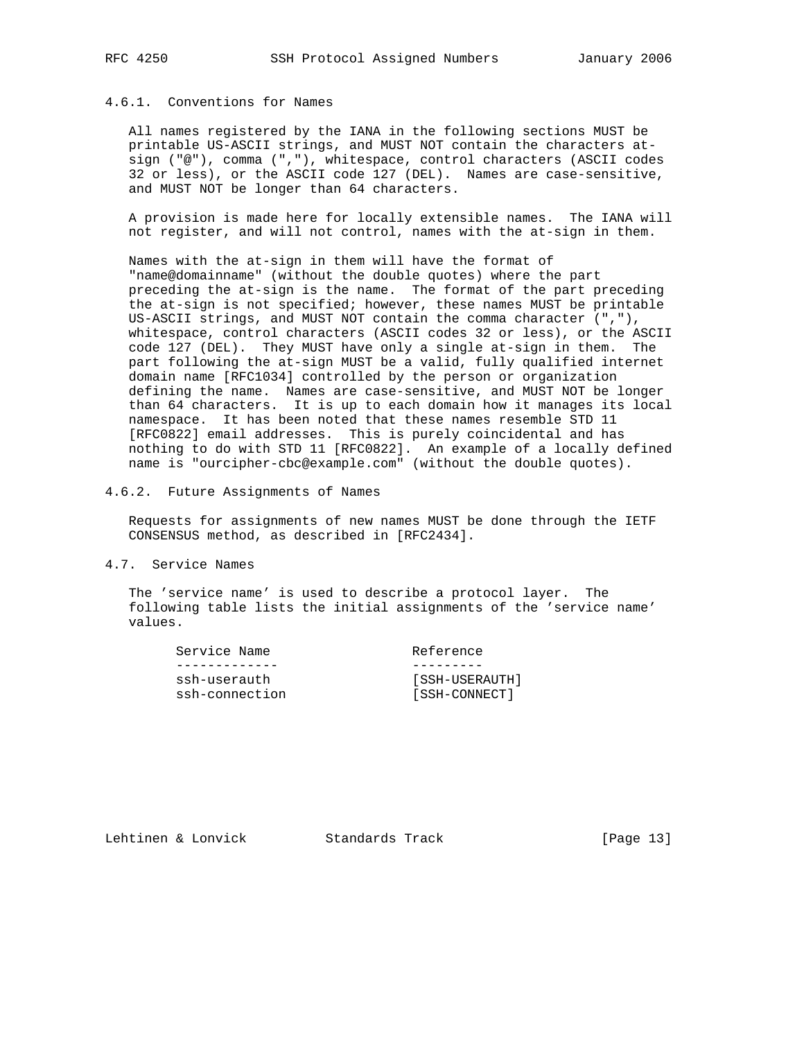### 4.6.1. Conventions for Names

All names registered by the IANA in the following sections MUST be printable US-ASCII strings, and MUST NOT contain the characters at-sign ("@"), comma (","), whitespace, control characters (ASCII codes 32 or less), or the ASCII code 127 (DEL). Names are case-sensitive, and MUST NOT be longer than 64 characters.

A provision is made here for locally extensible names. The IANA will not register, and will not control, names with the at-sign in them.

Names with the at-sign in them will have the format of "name@domainname" (without the double quotes) where the part preceding the at-sign is the name. The format of the part preceding the at-sign is not specified; however, these names MUST be printable US-ASCII strings, and MUST NOT contain the comma character (","), whitespace, control characters (ASCII codes 32 or less), or the ASCII code 127 (DEL). They MUST have only a single at-sign in them. The part following the at-sign MUST be a valid, fully qualified internet domain name [RFC1034] controlled by the person or organization defining the name. Names are case-sensitive, and MUST NOT be longer than 64 characters. It is up to each domain how it manages its local namespace. It has been noted that these names resemble STD 11 [RFC0822] email addresses. This is purely coincidental and has nothing to do with STD 11 [RFC0822]. An example of a locally defined name is "ourcipher-cbc@example.com" (without the double quotes).

### 4.6.2. Future Assignments of Names

Requests for assignments of new names MUST be done through the IETF CONSENSUS method, as described in [RFC2434].

## 4.7. Service Names

The 'service name' is used to describe a protocol layer. The following table lists the initial assignments of the 'service name' values.

| Service Name | Reference |
|---|---|
| ssh-userauth | [SSH-USERAUTH] |
| ssh-connection | [SSH-CONNECT] |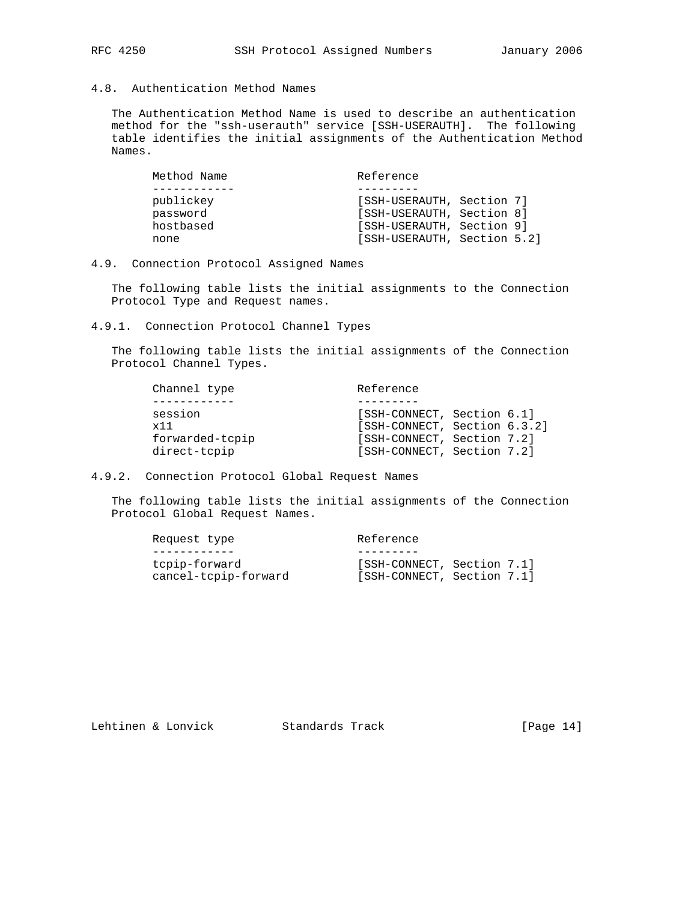## 4.8. Authentication Method Names

The Authentication Method Name is used to describe an authentication method for the "ssh-userauth" service [SSH-USERAUTH]. The following table identifies the initial assignments of the Authentication Method Names.

| Method Name | Reference |
| --- | --- |
| publickey | [SSH-USERAUTH, Section 7] |
| password | [SSH-USERAUTH, Section 8] |
| hostbased | [SSH-USERAUTH, Section 9] |
| none | [SSH-USERAUTH, Section 5.2] |

## 4.9. Connection Protocol Assigned Names

The following table lists the initial assignments to the Connection Protocol Type and Request names.

### 4.9.1. Connection Protocol Channel Types

The following table lists the initial assignments of the Connection Protocol Channel Types.

| Channel type | Reference |
| --- | --- |
| session | [SSH-CONNECT, Section 6.1] |
| x11 | [SSH-CONNECT, Section 6.3.2] |
| forwarded-tcpip | [SSH-CONNECT, Section 7.2] |
| direct-tcpip | [SSH-CONNECT, Section 7.2] |

### 4.9.2. Connection Protocol Global Request Names

The following table lists the initial assignments of the Connection Protocol Global Request Names.

| Request type | Reference |
| --- | --- |
| tcpip-forward | [SSH-CONNECT, Section 7.1] |
| cancel-tcpip-forward | [SSH-CONNECT, Section 7.1] |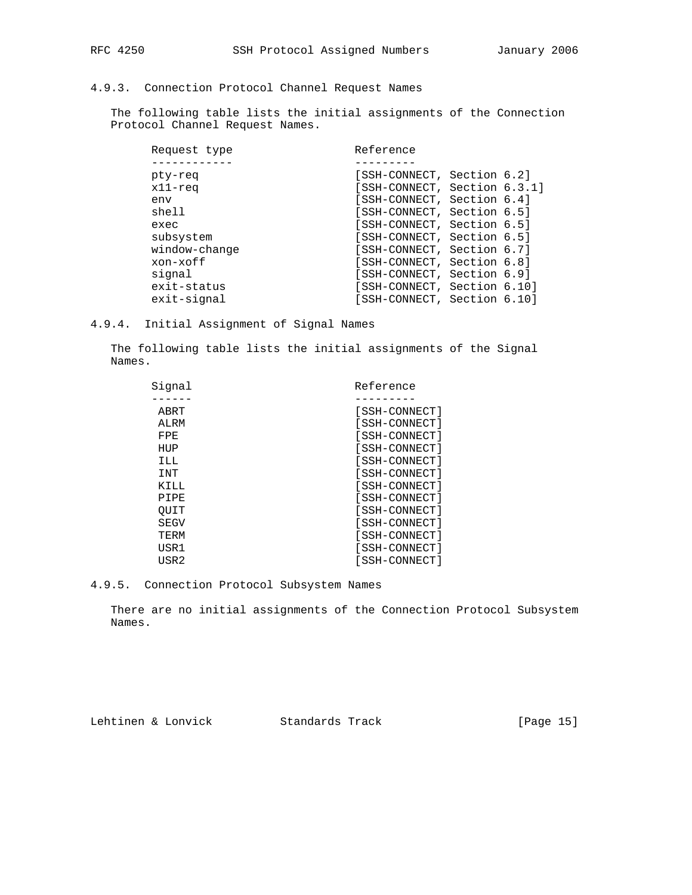#### 4.9.3. Connection Protocol Channel Request Names

The following table lists the initial assignments of the Connection Protocol Channel Request Names.

| Request type | Reference |
|---|---|
| pty-req | [SSH-CONNECT, Section 6.2] |
| x11-req | [SSH-CONNECT, Section 6.3.1] |
| env | [SSH-CONNECT, Section 6.4] |
| shell | [SSH-CONNECT, Section 6.5] |
| exec | [SSH-CONNECT, Section 6.5] |
| subsystem | [SSH-CONNECT, Section 6.5] |
| window-change | [SSH-CONNECT, Section 6.7] |
| xon-xoff | [SSH-CONNECT, Section 6.8] |
| signal | [SSH-CONNECT, Section 6.9] |
| exit-status | [SSH-CONNECT, Section 6.10] |
| exit-signal | [SSH-CONNECT, Section 6.10] |

#### 4.9.4. Initial Assignment of Signal Names

The following table lists the initial assignments of the Signal Names.

| Signal | Reference |
|---|---|
| ABRT | [SSH-CONNECT] |
| ALRM | [SSH-CONNECT] |
| FPE | [SSH-CONNECT] |
| HUP | [SSH-CONNECT] |
| ILL | [SSH-CONNECT] |
| INT | [SSH-CONNECT] |
| KILL | [SSH-CONNECT] |
| PIPE | [SSH-CONNECT] |
| QUIT | [SSH-CONNECT] |
| SEGV | [SSH-CONNECT] |
| TERM | [SSH-CONNECT] |
| USR1 | [SSH-CONNECT] |
| USR2 | [SSH-CONNECT] |

#### 4.9.5. Connection Protocol Subsystem Names

There are no initial assignments of the Connection Protocol Subsystem Names.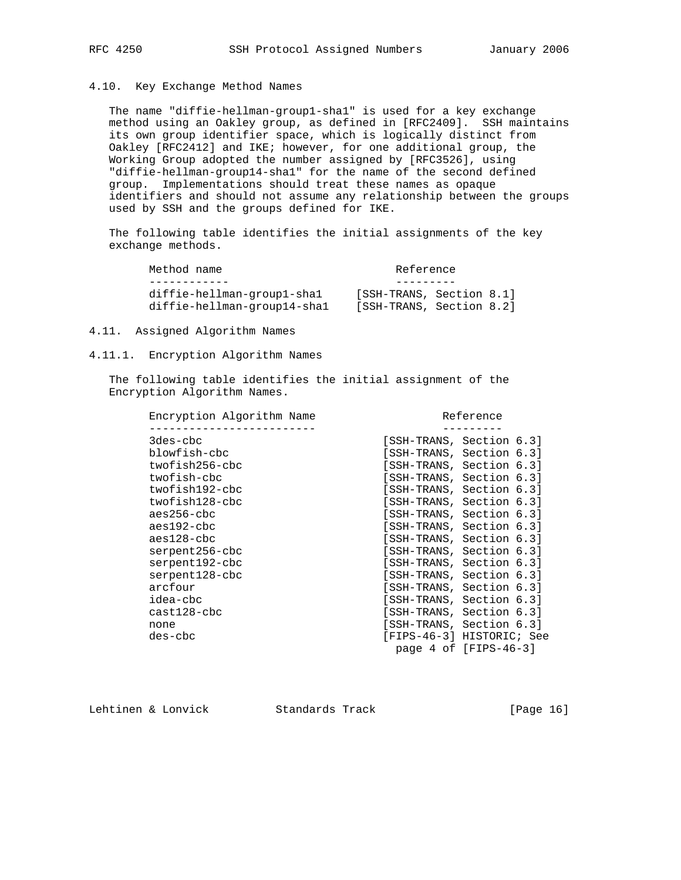### 4.10. Key Exchange Method Names

The name "diffie-hellman-group1-sha1" is used for a key exchange method using an Oakley group, as defined in [RFC2409]. SSH maintains its own group identifier space, which is logically distinct from Oakley [RFC2412] and IKE; however, for one additional group, the Working Group adopted the number assigned by [RFC3526], using "diffie-hellman-group14-sha1" for the name of the second defined group. Implementations should treat these names as opaque identifiers and should not assume any relationship between the groups used by SSH and the groups defined for IKE.

The following table identifies the initial assignments of the key exchange methods.

| Method name | Reference |
|---|---|
| diffie-hellman-group1-sha1 | [SSH-TRANS, Section 8.1] |
| diffie-hellman-group14-sha1 | [SSH-TRANS, Section 8.2] |

### 4.11. Assigned Algorithm Names

#### 4.11.1. Encryption Algorithm Names

The following table identifies the initial assignment of the Encryption Algorithm Names.

| Encryption Algorithm Name | Reference |
|---|---|
| 3des-cbc | [SSH-TRANS, Section 6.3] |
| blowfish-cbc | [SSH-TRANS, Section 6.3] |
| twofish256-cbc | [SSH-TRANS, Section 6.3] |
| twofish-cbc | [SSH-TRANS, Section 6.3] |
| twofish192-cbc | [SSH-TRANS, Section 6.3] |
| twofish128-cbc | [SSH-TRANS, Section 6.3] |
| aes256-cbc | [SSH-TRANS, Section 6.3] |
| aes192-cbc | [SSH-TRANS, Section 6.3] |
| aes128-cbc | [SSH-TRANS, Section 6.3] |
| serpent256-cbc | [SSH-TRANS, Section 6.3] |
| serpent192-cbc | [SSH-TRANS, Section 6.3] |
| serpent128-cbc | [SSH-TRANS, Section 6.3] |
| arcfour | [SSH-TRANS, Section 6.3] |
| idea-cbc | [SSH-TRANS, Section 6.3] |
| cast128-cbc | [SSH-TRANS, Section 6.3] |
| none | [SSH-TRANS, Section 6.3] |
| des-cbc | [FIPS-46-3] HISTORIC; See page 4 of [FIPS-46-3] |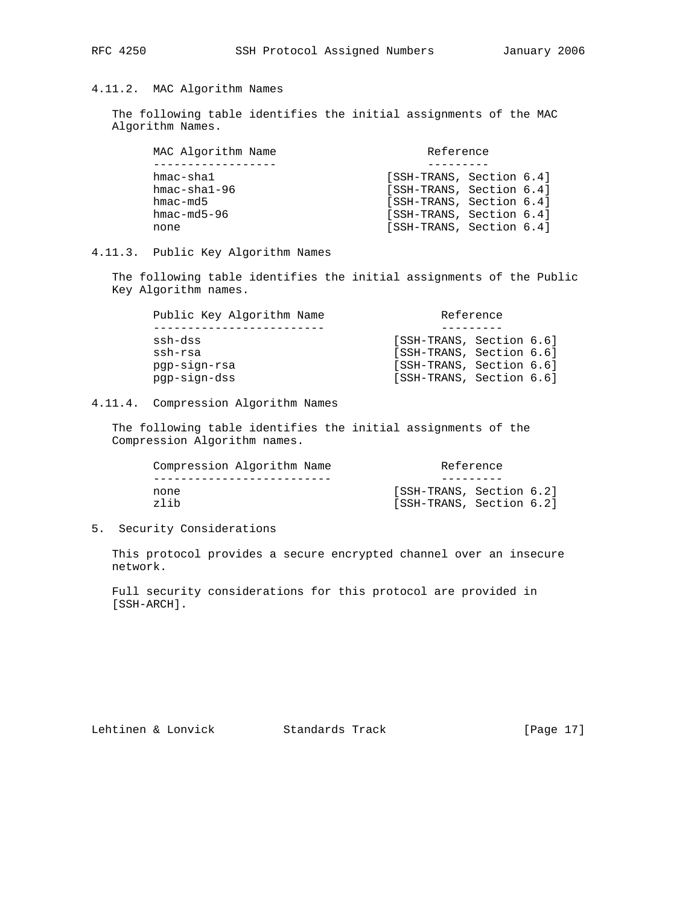### 4.11.2. MAC Algorithm Names

The following table identifies the initial assignments of the MAC Algorithm Names.

| MAC Algorithm Name | Reference |
| --- | --- |
| hmac-sha1 | [SSH-TRANS, Section 6.4] |
| hmac-sha1-96 | [SSH-TRANS, Section 6.4] |
| hmac-md5 | [SSH-TRANS, Section 6.4] |
| hmac-md5-96 | [SSH-TRANS, Section 6.4] |
| none | [SSH-TRANS, Section 6.4] |

### 4.11.3. Public Key Algorithm Names

The following table identifies the initial assignments of the Public Key Algorithm names.

| Public Key Algorithm Name | Reference |
| --- | --- |
| ssh-dss | [SSH-TRANS, Section 6.6] |
| ssh-rsa | [SSH-TRANS, Section 6.6] |
| pgp-sign-rsa | [SSH-TRANS, Section 6.6] |
| pgp-sign-dss | [SSH-TRANS, Section 6.6] |

### 4.11.4. Compression Algorithm Names

The following table identifies the initial assignments of the Compression Algorithm names.

| Compression Algorithm Name | Reference |
| --- | --- |
| none | [SSH-TRANS, Section 6.2] |
| zlib | [SSH-TRANS, Section 6.2] |

## 5. Security Considerations

This protocol provides a secure encrypted channel over an insecure network.

Full security considerations for this protocol are provided in [SSH-ARCH].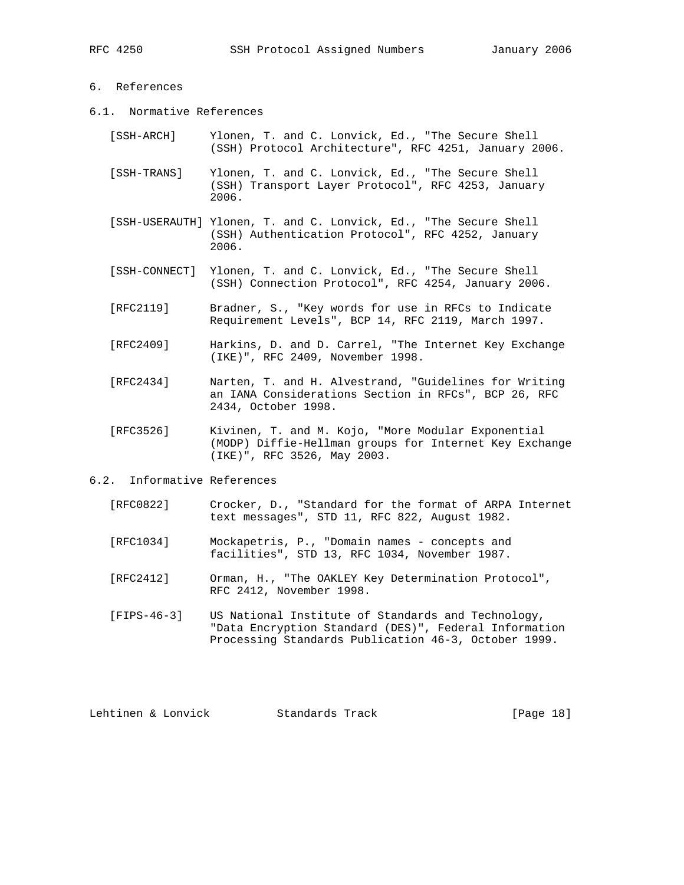## 6. References

### 6.1. Normative References

[SSH-ARCH] Ylonen, T. and C. Lonvick, Ed., "The Secure Shell (SSH) Protocol Architecture", RFC 4251, January 2006.

[SSH-TRANS] Ylonen, T. and C. Lonvick, Ed., "The Secure Shell (SSH) Transport Layer Protocol", RFC 4253, January 2006.

[SSH-USERAUTH] Ylonen, T. and C. Lonvick, Ed., "The Secure Shell (SSH) Authentication Protocol", RFC 4252, January 2006.

[SSH-CONNECT] Ylonen, T. and C. Lonvick, Ed., "The Secure Shell (SSH) Connection Protocol", RFC 4254, January 2006.

[RFC2119] Bradner, S., "Key words for use in RFCs to Indicate Requirement Levels", BCP 14, RFC 2119, March 1997.

[RFC2409] Harkins, D. and D. Carrel, "The Internet Key Exchange (IKE)", RFC 2409, November 1998.

[RFC2434] Narten, T. and H. Alvestrand, "Guidelines for Writing an IANA Considerations Section in RFCs", BCP 26, RFC 2434, October 1998.

[RFC3526] Kivinen, T. and M. Kojo, "More Modular Exponential (MODP) Diffie-Hellman groups for Internet Key Exchange (IKE)", RFC 3526, May 2003.

### 6.2. Informative References

[RFC0822] Crocker, D., "Standard for the format of ARPA Internet text messages", STD 11, RFC 822, August 1982.

[RFC1034] Mockapetris, P., "Domain names - concepts and facilities", STD 13, RFC 1034, November 1987.

[RFC2412] Orman, H., "The OAKLEY Key Determination Protocol", RFC 2412, November 1998.

[FIPS-46-3] US National Institute of Standards and Technology, "Data Encryption Standard (DES)", Federal Information Processing Standards Publication 46-3, October 1999.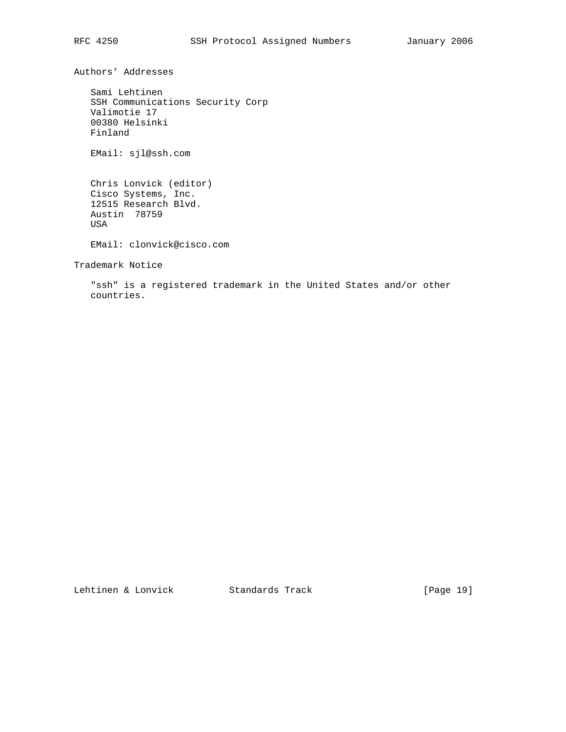## Authors' Addresses

Sami Lehtinen
SSH Communications Security Corp
Valimotie 17
00380 Helsinki
Finland

EMail: sjl@ssh.com

Chris Lonvick (editor)
Cisco Systems, Inc.
12515 Research Blvd.
Austin 78759
USA

EMail: clonvick@cisco.com

## Trademark Notice

"ssh" is a registered trademark in the United States and/or other countries.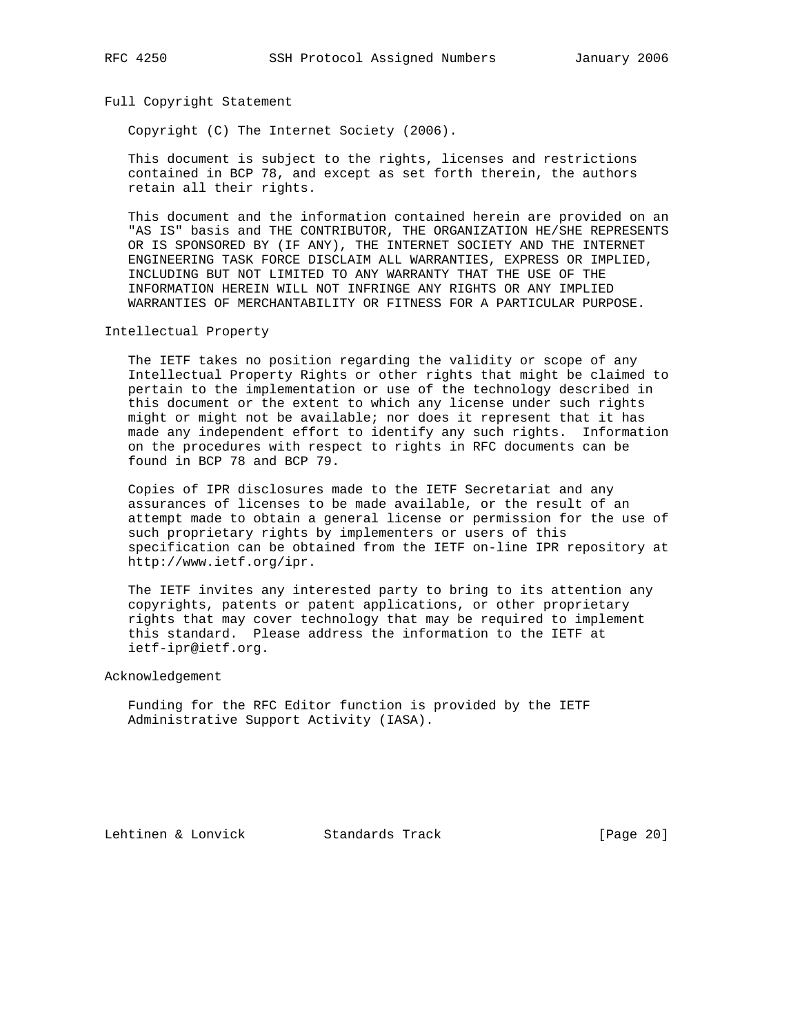## Full Copyright Statement

Copyright (C) The Internet Society (2006).

This document is subject to the rights, licenses and restrictions contained in BCP 78, and except as set forth therein, the authors retain all their rights.

This document and the information contained herein are provided on an "AS IS" basis and THE CONTRIBUTOR, THE ORGANIZATION HE/SHE REPRESENTS OR IS SPONSORED BY (IF ANY), THE INTERNET SOCIETY AND THE INTERNET ENGINEERING TASK FORCE DISCLAIM ALL WARRANTIES, EXPRESS OR IMPLIED, INCLUDING BUT NOT LIMITED TO ANY WARRANTY THAT THE USE OF THE INFORMATION HEREIN WILL NOT INFRINGE ANY RIGHTS OR ANY IMPLIED WARRANTIES OF MERCHANTABILITY OR FITNESS FOR A PARTICULAR PURPOSE.

## Intellectual Property

The IETF takes no position regarding the validity or scope of any Intellectual Property Rights or other rights that might be claimed to pertain to the implementation or use of the technology described in this document or the extent to which any license under such rights might or might not be available; nor does it represent that it has made any independent effort to identify any such rights. Information on the procedures with respect to rights in RFC documents can be found in BCP 78 and BCP 79.

Copies of IPR disclosures made to the IETF Secretariat and any assurances of licenses to be made available, or the result of an attempt made to obtain a general license or permission for the use of such proprietary rights by implementers or users of this specification can be obtained from the IETF on-line IPR repository at http://www.ietf.org/ipr.

The IETF invites any interested party to bring to its attention any copyrights, patents or patent applications, or other proprietary rights that may cover technology that may be required to implement this standard. Please address the information to the IETF at ietf-ipr@ietf.org.

## Acknowledgement

Funding for the RFC Editor function is provided by the IETF Administrative Support Activity (IASA).